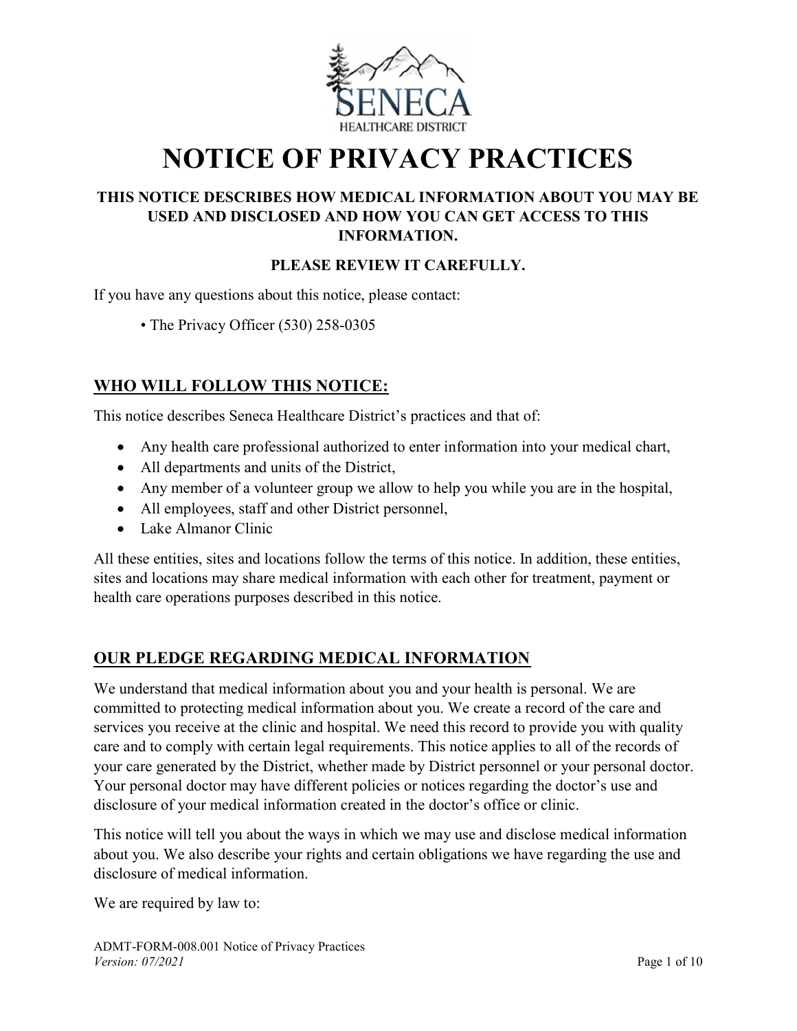SENECA
HEALTHCARE DISTRICT

# NOTICE OF PRIVACY PRACTICES

**THIS NOTICE DESCRIBES HOW MEDICAL INFORMATION ABOUT YOU MAY BE USED AND DISCLOSED AND HOW YOU CAN GET ACCESS TO THIS INFORMATION.**

**PLEASE REVIEW IT CAREFULLY.**

If you have any questions about this notice, please contact:

• The Privacy Officer (530) 258-0305

## WHO WILL FOLLOW THIS NOTICE:

This notice describes Seneca Healthcare District's practices and that of:

- Any health care professional authorized to enter information into your medical chart,
- All departments and units of the District,
- Any member of a volunteer group we allow to help you while you are in the hospital,
- All employees, staff and other District personnel,
- Lake Almanor Clinic

All these entities, sites and locations follow the terms of this notice. In addition, these entities, sites and locations may share medical information with each other for treatment, payment or health care operations purposes described in this notice.

## OUR PLEDGE REGARDING MEDICAL INFORMATION

We understand that medical information about you and your health is personal. We are committed to protecting medical information about you. We create a record of the care and services you receive at the clinic and hospital. We need this record to provide you with quality care and to comply with certain legal requirements. This notice applies to all of the records of your care generated by the District, whether made by District personnel or your personal doctor. Your personal doctor may have different policies or notices regarding the doctor's use and disclosure of your medical information created in the doctor's office or clinic.

This notice will tell you about the ways in which we may use and disclose medical information about you. We also describe your rights and certain obligations we have regarding the use and disclosure of medical information.

We are required by law to:

ADMT-FORM-008.001 Notice of Privacy Practices
*Version: 07/2021*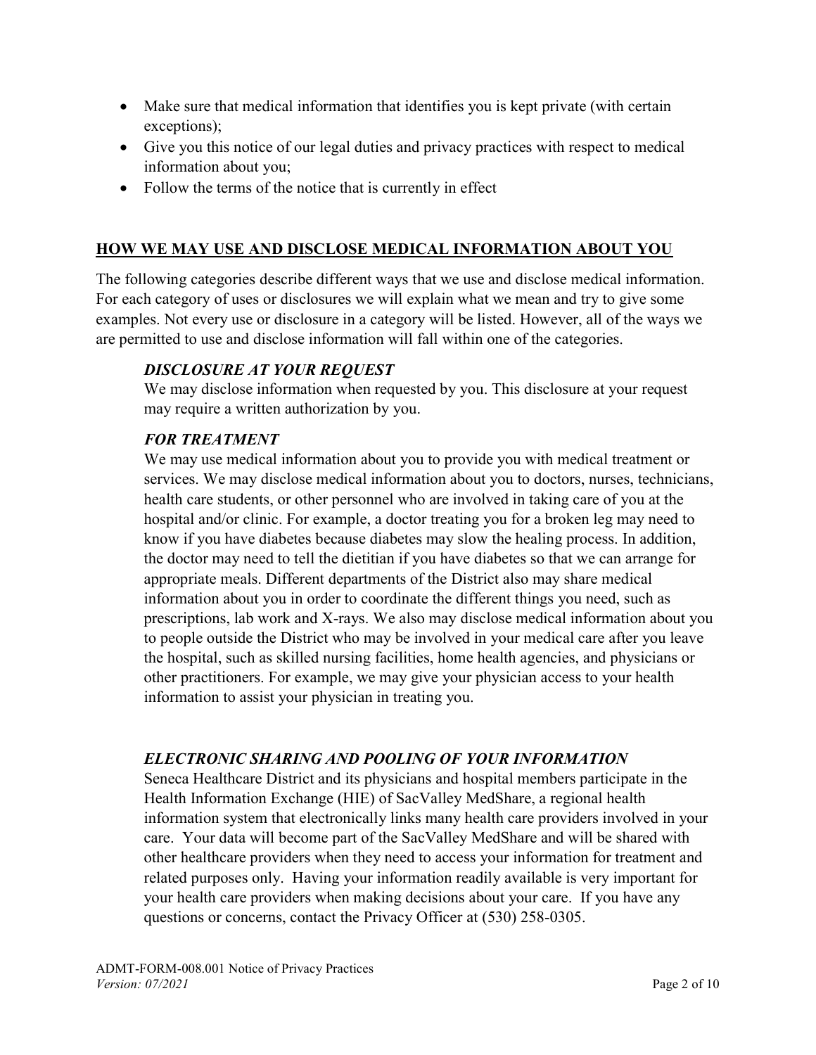- Make sure that medical information that identifies you is kept private (with certain exceptions);
- Give you this notice of our legal duties and privacy practices with respect to medical information about you;
- Follow the terms of the notice that is currently in effect

## HOW WE MAY USE AND DISCLOSE MEDICAL INFORMATION ABOUT YOU

The following categories describe different ways that we use and disclose medical information. For each category of uses or disclosures we will explain what we mean and try to give some examples. Not every use or disclosure in a category will be listed. However, all of the ways we are permitted to use and disclose information will fall within one of the categories.

### *DISCLOSURE AT YOUR REQUEST*

We may disclose information when requested by you. This disclosure at your request may require a written authorization by you.

### *FOR TREATMENT*

We may use medical information about you to provide you with medical treatment or services. We may disclose medical information about you to doctors, nurses, technicians, health care students, or other personnel who are involved in taking care of you at the hospital and/or clinic. For example, a doctor treating you for a broken leg may need to know if you have diabetes because diabetes may slow the healing process. In addition, the doctor may need to tell the dietitian if you have diabetes so that we can arrange for appropriate meals. Different departments of the District also may share medical information about you in order to coordinate the different things you need, such as prescriptions, lab work and X-rays. We also may disclose medical information about you to people outside the District who may be involved in your medical care after you leave the hospital, such as skilled nursing facilities, home health agencies, and physicians or other practitioners. For example, we may give your physician access to your health information to assist your physician in treating you.

### *ELECTRONIC SHARING AND POOLING OF YOUR INFORMATION*

Seneca Healthcare District and its physicians and hospital members participate in the Health Information Exchange (HIE) of SacValley MedShare, a regional health information system that electronically links many health care providers involved in your care. Your data will become part of the SacValley MedShare and will be shared with other healthcare providers when they need to access your information for treatment and related purposes only. Having your information readily available is very important for your health care providers when making decisions about your care. If you have any questions or concerns, contact the Privacy Officer at (530) 258-0305.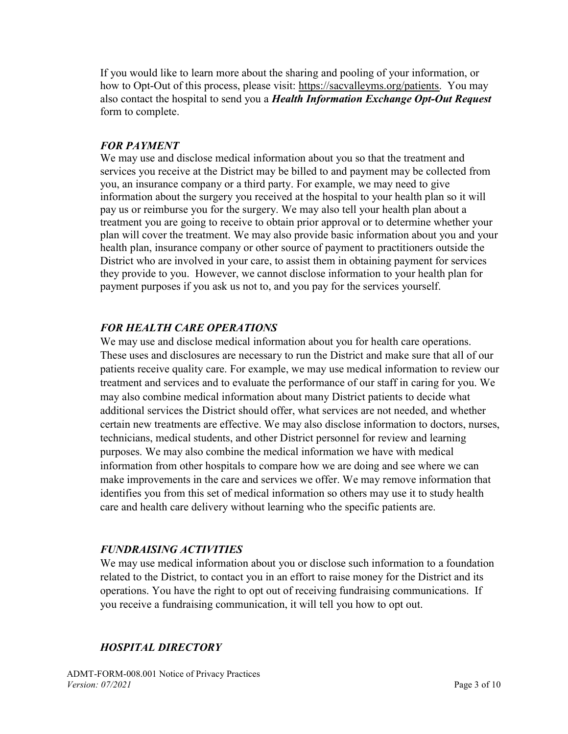If you would like to learn more about the sharing and pooling of your information, or how to Opt-Out of this process, please visit: https://sacvalleyms.org/patients. You may also contact the hospital to send you a ***Health Information Exchange Opt-Out Request*** form to complete.

### *FOR PAYMENT*

We may use and disclose medical information about you so that the treatment and services you receive at the District may be billed to and payment may be collected from you, an insurance company or a third party. For example, we may need to give information about the surgery you received at the hospital to your health plan so it will pay us or reimburse you for the surgery. We may also tell your health plan about a treatment you are going to receive to obtain prior approval or to determine whether your plan will cover the treatment. We may also provide basic information about you and your health plan, insurance company or other source of payment to practitioners outside the District who are involved in your care, to assist them in obtaining payment for services they provide to you. However, we cannot disclose information to your health plan for payment purposes if you ask us not to, and you pay for the services yourself.

### *FOR HEALTH CARE OPERATIONS*

We may use and disclose medical information about you for health care operations. These uses and disclosures are necessary to run the District and make sure that all of our patients receive quality care. For example, we may use medical information to review our treatment and services and to evaluate the performance of our staff in caring for you. We may also combine medical information about many District patients to decide what additional services the District should offer, what services are not needed, and whether certain new treatments are effective. We may also disclose information to doctors, nurses, technicians, medical students, and other District personnel for review and learning purposes. We may also combine the medical information we have with medical information from other hospitals to compare how we are doing and see where we can make improvements in the care and services we offer. We may remove information that identifies you from this set of medical information so others may use it to study health care and health care delivery without learning who the specific patients are.

### *FUNDRAISING ACTIVITIES*

We may use medical information about you or disclose such information to a foundation related to the District, to contact you in an effort to raise money for the District and its operations. You have the right to opt out of receiving fundraising communications. If you receive a fundraising communication, it will tell you how to opt out.

### *HOSPITAL DIRECTORY*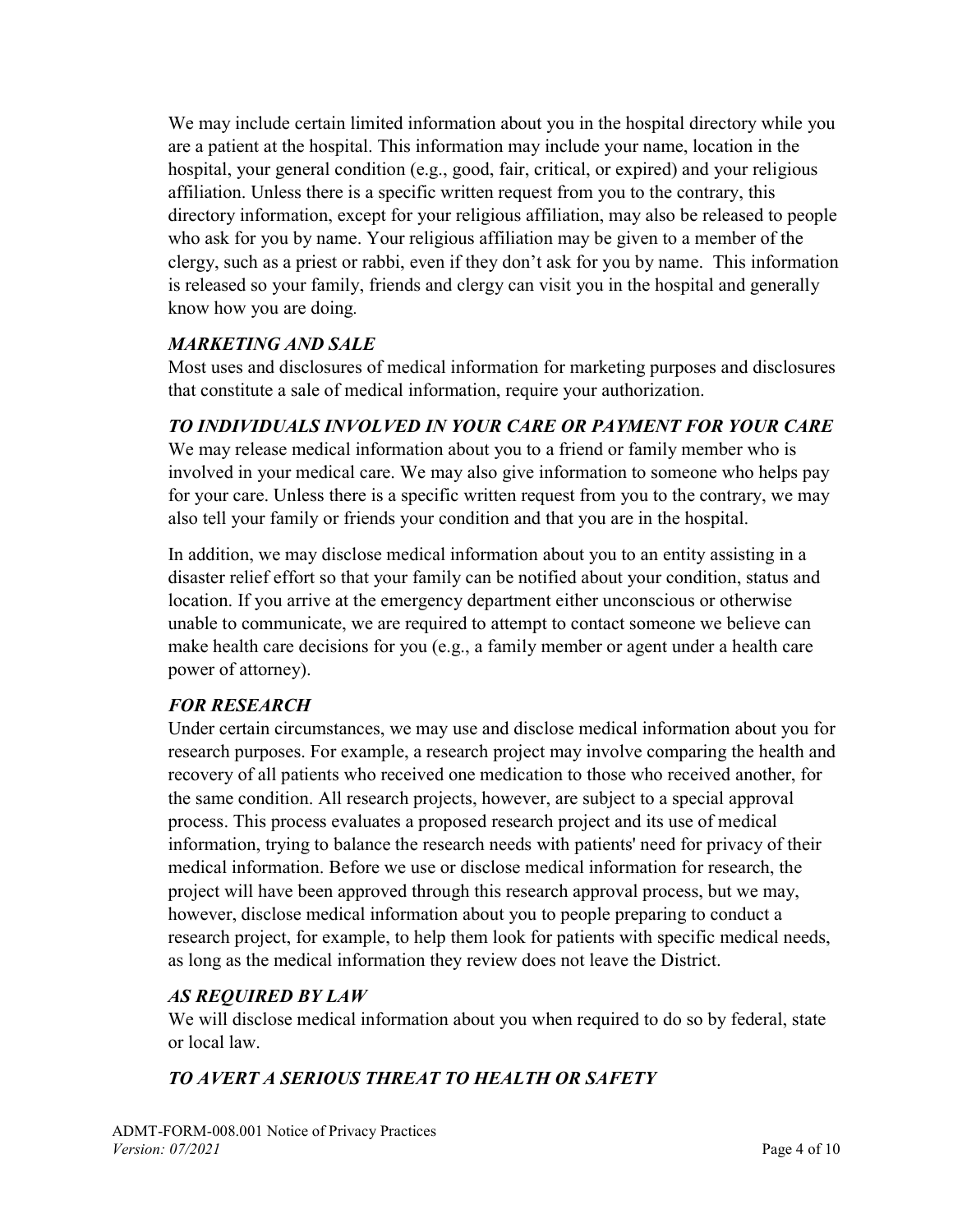We may include certain limited information about you in the hospital directory while you are a patient at the hospital. This information may include your name, location in the hospital, your general condition (e.g., good, fair, critical, or expired) and your religious affiliation. Unless there is a specific written request from you to the contrary, this directory information, except for your religious affiliation, may also be released to people who ask for you by name. Your religious affiliation may be given to a member of the clergy, such as a priest or rabbi, even if they don't ask for you by name. This information is released so your family, friends and clergy can visit you in the hospital and generally know how you are doing.

***MARKETING AND SALE***

Most uses and disclosures of medical information for marketing purposes and disclosures that constitute a sale of medical information, require your authorization.

***TO INDIVIDUALS INVOLVED IN YOUR CARE OR PAYMENT FOR YOUR CARE***

We may release medical information about you to a friend or family member who is involved in your medical care. We may also give information to someone who helps pay for your care. Unless there is a specific written request from you to the contrary, we may also tell your family or friends your condition and that you are in the hospital.

In addition, we may disclose medical information about you to an entity assisting in a disaster relief effort so that your family can be notified about your condition, status and location. If you arrive at the emergency department either unconscious or otherwise unable to communicate, we are required to attempt to contact someone we believe can make health care decisions for you (e.g., a family member or agent under a health care power of attorney).

***FOR RESEARCH***

Under certain circumstances, we may use and disclose medical information about you for research purposes. For example, a research project may involve comparing the health and recovery of all patients who received one medication to those who received another, for the same condition. All research projects, however, are subject to a special approval process. This process evaluates a proposed research project and its use of medical information, trying to balance the research needs with patients' need for privacy of their medical information. Before we use or disclose medical information for research, the project will have been approved through this research approval process, but we may, however, disclose medical information about you to people preparing to conduct a research project, for example, to help them look for patients with specific medical needs, as long as the medical information they review does not leave the District.

***AS REQUIRED BY LAW***

We will disclose medical information about you when required to do so by federal, state or local law.

***TO AVERT A SERIOUS THREAT TO HEALTH OR SAFETY***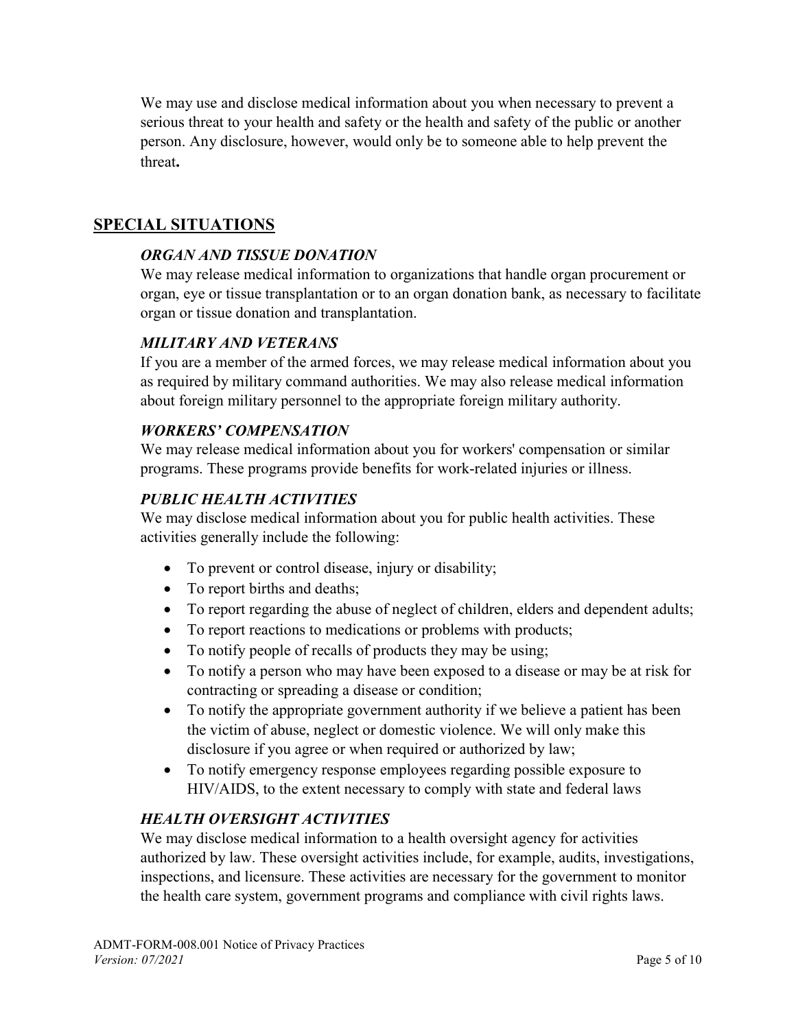We may use and disclose medical information about you when necessary to prevent a serious threat to your health and safety or the health and safety of the public or another person. Any disclosure, however, would only be to someone able to help prevent the threat**.**

## SPECIAL SITUATIONS

### *ORGAN AND TISSUE DONATION*

We may release medical information to organizations that handle organ procurement or organ, eye or tissue transplantation or to an organ donation bank, as necessary to facilitate organ or tissue donation and transplantation.

### *MILITARY AND VETERANS*

If you are a member of the armed forces, we may release medical information about you as required by military command authorities. We may also release medical information about foreign military personnel to the appropriate foreign military authority.

### *WORKERS' COMPENSATION*

We may release medical information about you for workers' compensation or similar programs. These programs provide benefits for work-related injuries or illness.

### *PUBLIC HEALTH ACTIVITIES*

We may disclose medical information about you for public health activities. These activities generally include the following:

- To prevent or control disease, injury or disability;
- To report births and deaths;
- To report regarding the abuse of neglect of children, elders and dependent adults;
- To report reactions to medications or problems with products;
- To notify people of recalls of products they may be using;
- To notify a person who may have been exposed to a disease or may be at risk for contracting or spreading a disease or condition;
- To notify the appropriate government authority if we believe a patient has been the victim of abuse, neglect or domestic violence. We will only make this disclosure if you agree or when required or authorized by law;
- To notify emergency response employees regarding possible exposure to HIV/AIDS, to the extent necessary to comply with state and federal laws

### *HEALTH OVERSIGHT ACTIVITIES*

We may disclose medical information to a health oversight agency for activities authorized by law. These oversight activities include, for example, audits, investigations, inspections, and licensure. These activities are necessary for the government to monitor the health care system, government programs and compliance with civil rights laws.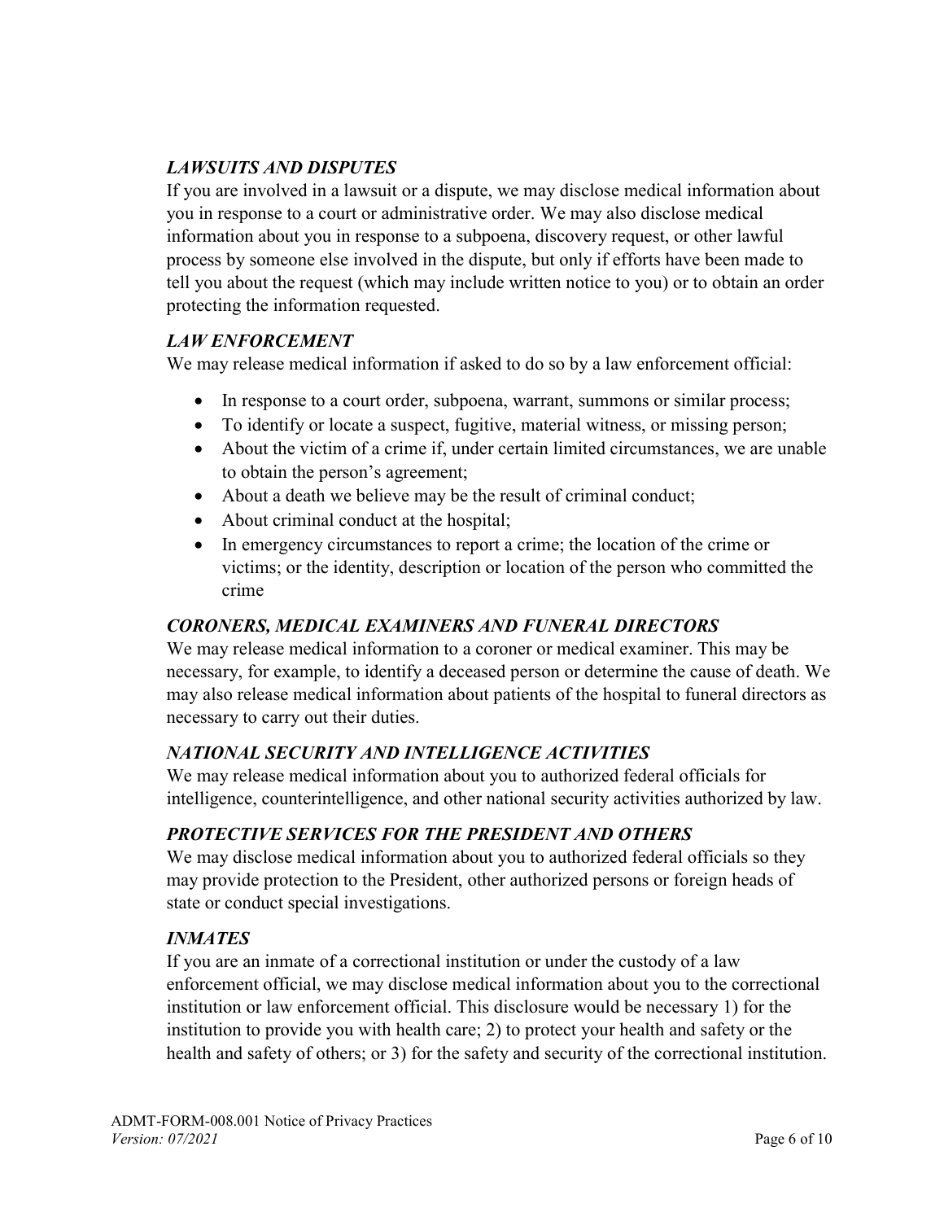### *LAWSUITS AND DISPUTES*

If you are involved in a lawsuit or a dispute, we may disclose medical information about you in response to a court or administrative order. We may also disclose medical information about you in response to a subpoena, discovery request, or other lawful process by someone else involved in the dispute, but only if efforts have been made to tell you about the request (which may include written notice to you) or to obtain an order protecting the information requested.

### *LAW ENFORCEMENT*

We may release medical information if asked to do so by a law enforcement official:

- In response to a court order, subpoena, warrant, summons or similar process;
- To identify or locate a suspect, fugitive, material witness, or missing person;
- About the victim of a crime if, under certain limited circumstances, we are unable to obtain the person's agreement;
- About a death we believe may be the result of criminal conduct;
- About criminal conduct at the hospital;
- In emergency circumstances to report a crime; the location of the crime or victims; or the identity, description or location of the person who committed the crime

### *CORONERS, MEDICAL EXAMINERS AND FUNERAL DIRECTORS*

We may release medical information to a coroner or medical examiner. This may be necessary, for example, to identify a deceased person or determine the cause of death. We may also release medical information about patients of the hospital to funeral directors as necessary to carry out their duties.

### *NATIONAL SECURITY AND INTELLIGENCE ACTIVITIES*

We may release medical information about you to authorized federal officials for intelligence, counterintelligence, and other national security activities authorized by law.

### *PROTECTIVE SERVICES FOR THE PRESIDENT AND OTHERS*

We may disclose medical information about you to authorized federal officials so they may provide protection to the President, other authorized persons or foreign heads of state or conduct special investigations.

### *INMATES*

If you are an inmate of a correctional institution or under the custody of a law enforcement official, we may disclose medical information about you to the correctional institution or law enforcement official. This disclosure would be necessary 1) for the institution to provide you with health care; 2) to protect your health and safety or the health and safety of others; or 3) for the safety and security of the correctional institution.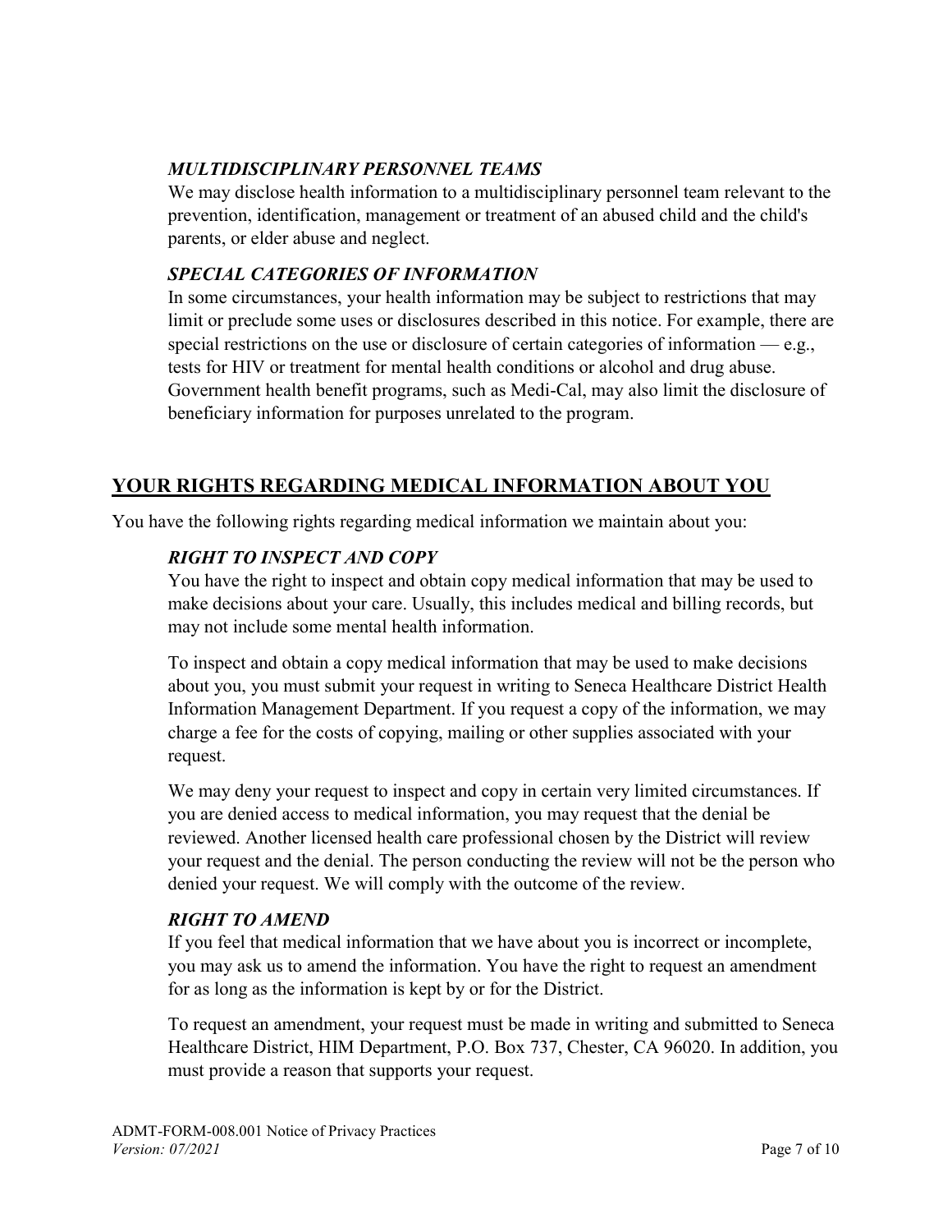### *MULTIDISCIPLINARY PERSONNEL TEAMS*

We may disclose health information to a multidisciplinary personnel team relevant to the prevention, identification, management or treatment of an abused child and the child's parents, or elder abuse and neglect.

### *SPECIAL CATEGORIES OF INFORMATION*

In some circumstances, your health information may be subject to restrictions that may limit or preclude some uses or disclosures described in this notice. For example, there are special restrictions on the use or disclosure of certain categories of information — e.g., tests for HIV or treatment for mental health conditions or alcohol and drug abuse. Government health benefit programs, such as Medi-Cal, may also limit the disclosure of beneficiary information for purposes unrelated to the program.

## YOUR RIGHTS REGARDING MEDICAL INFORMATION ABOUT YOU

You have the following rights regarding medical information we maintain about you:

### *RIGHT TO INSPECT AND COPY*

You have the right to inspect and obtain copy medical information that may be used to make decisions about your care. Usually, this includes medical and billing records, but may not include some mental health information.

To inspect and obtain a copy medical information that may be used to make decisions about you, you must submit your request in writing to Seneca Healthcare District Health Information Management Department. If you request a copy of the information, we may charge a fee for the costs of copying, mailing or other supplies associated with your request.

We may deny your request to inspect and copy in certain very limited circumstances. If you are denied access to medical information, you may request that the denial be reviewed. Another licensed health care professional chosen by the District will review your request and the denial. The person conducting the review will not be the person who denied your request. We will comply with the outcome of the review.

### *RIGHT TO AMEND*

If you feel that medical information that we have about you is incorrect or incomplete, you may ask us to amend the information. You have the right to request an amendment for as long as the information is kept by or for the District.

To request an amendment, your request must be made in writing and submitted to Seneca Healthcare District, HIM Department, P.O. Box 737, Chester, CA 96020. In addition, you must provide a reason that supports your request.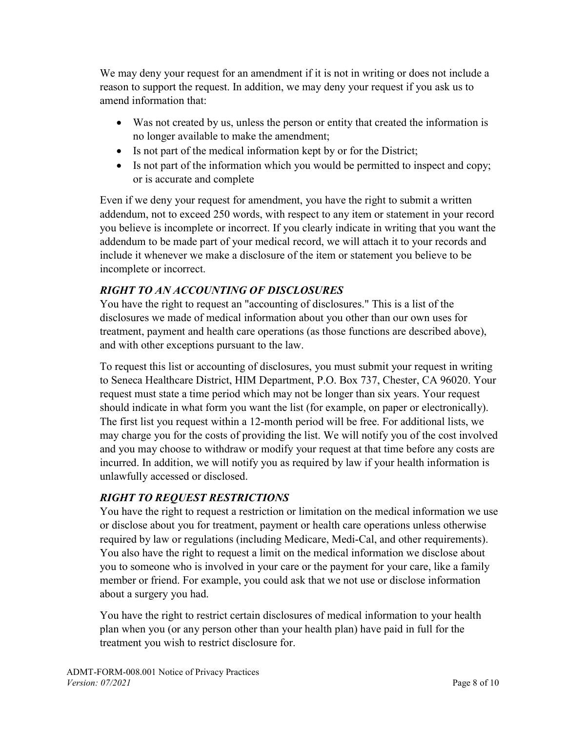We may deny your request for an amendment if it is not in writing or does not include a reason to support the request. In addition, we may deny your request if you ask us to amend information that:

- Was not created by us, unless the person or entity that created the information is no longer available to make the amendment;
- Is not part of the medical information kept by or for the District;
- Is not part of the information which you would be permitted to inspect and copy; or is accurate and complete

Even if we deny your request for amendment, you have the right to submit a written addendum, not to exceed 250 words, with respect to any item or statement in your record you believe is incomplete or incorrect. If you clearly indicate in writing that you want the addendum to be made part of your medical record, we will attach it to your records and include it whenever we make a disclosure of the item or statement you believe to be incomplete or incorrect.

### *RIGHT TO AN ACCOUNTING OF DISCLOSURES*

You have the right to request an "accounting of disclosures." This is a list of the disclosures we made of medical information about you other than our own uses for treatment, payment and health care operations (as those functions are described above), and with other exceptions pursuant to the law.

To request this list or accounting of disclosures, you must submit your request in writing to Seneca Healthcare District, HIM Department, P.O. Box 737, Chester, CA 96020. Your request must state a time period which may not be longer than six years. Your request should indicate in what form you want the list (for example, on paper or electronically). The first list you request within a 12-month period will be free. For additional lists, we may charge you for the costs of providing the list. We will notify you of the cost involved and you may choose to withdraw or modify your request at that time before any costs are incurred. In addition, we will notify you as required by law if your health information is unlawfully accessed or disclosed.

### *RIGHT TO REQUEST RESTRICTIONS*

You have the right to request a restriction or limitation on the medical information we use or disclose about you for treatment, payment or health care operations unless otherwise required by law or regulations (including Medicare, Medi-Cal, and other requirements). You also have the right to request a limit on the medical information we disclose about you to someone who is involved in your care or the payment for your care, like a family member or friend. For example, you could ask that we not use or disclose information about a surgery you had.

You have the right to restrict certain disclosures of medical information to your health plan when you (or any person other than your health plan) have paid in full for the treatment you wish to restrict disclosure for.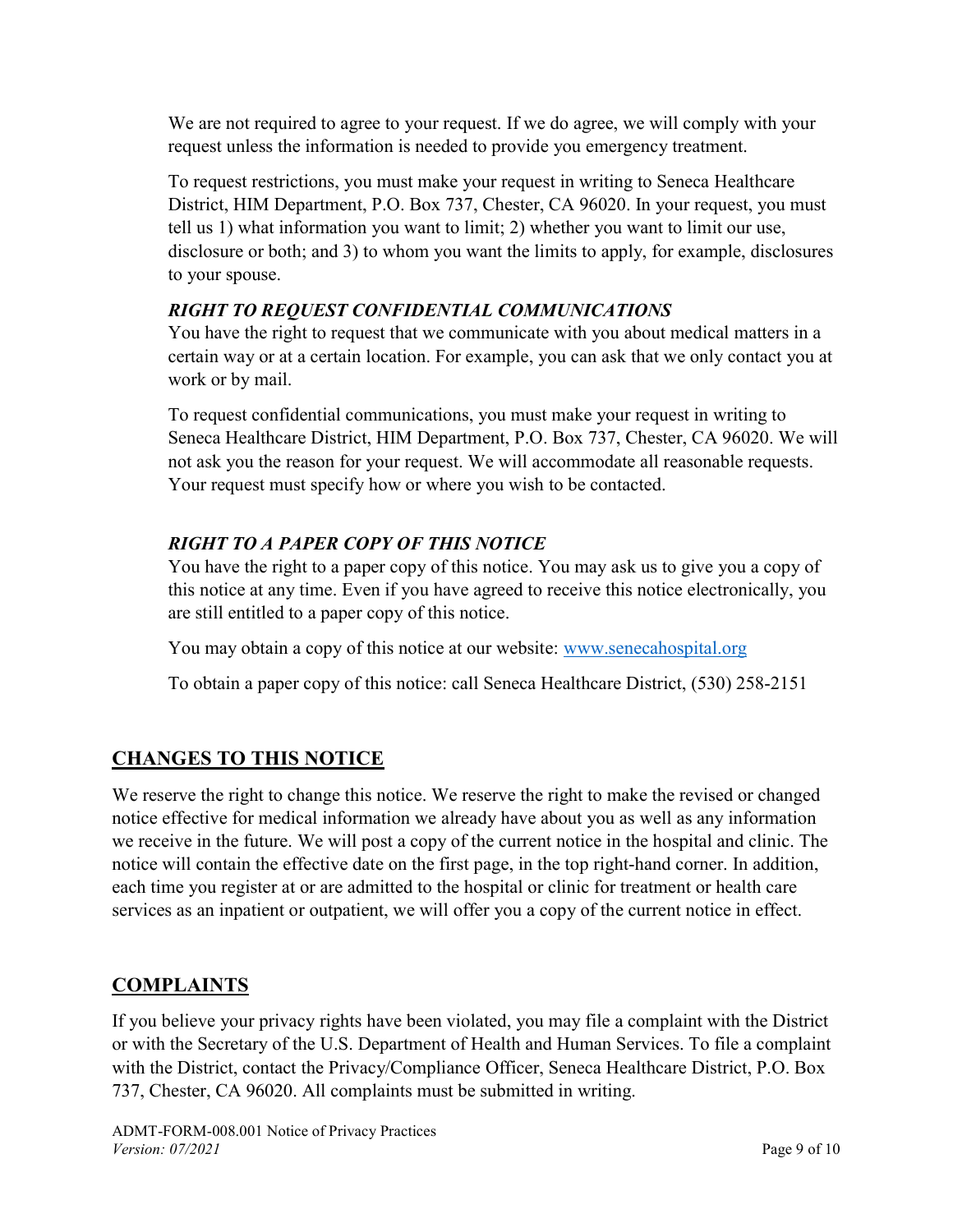We are not required to agree to your request. If we do agree, we will comply with your request unless the information is needed to provide you emergency treatment.

To request restrictions, you must make your request in writing to Seneca Healthcare District, HIM Department, P.O. Box 737, Chester, CA 96020. In your request, you must tell us 1) what information you want to limit; 2) whether you want to limit our use, disclosure or both; and 3) to whom you want the limits to apply, for example, disclosures to your spouse.

***RIGHT TO REQUEST CONFIDENTIAL COMMUNICATIONS***

You have the right to request that we communicate with you about medical matters in a certain way or at a certain location. For example, you can ask that we only contact you at work or by mail.

To request confidential communications, you must make your request in writing to Seneca Healthcare District, HIM Department, P.O. Box 737, Chester, CA 96020. We will not ask you the reason for your request. We will accommodate all reasonable requests. Your request must specify how or where you wish to be contacted.

***RIGHT TO A PAPER COPY OF THIS NOTICE***

You have the right to a paper copy of this notice. You may ask us to give you a copy of this notice at any time. Even if you have agreed to receive this notice electronically, you are still entitled to a paper copy of this notice.

You may obtain a copy of this notice at our website: www.senecahospital.org

To obtain a paper copy of this notice: call Seneca Healthcare District, (530) 258-2151

## CHANGES TO THIS NOTICE

We reserve the right to change this notice. We reserve the right to make the revised or changed notice effective for medical information we already have about you as well as any information we receive in the future. We will post a copy of the current notice in the hospital and clinic. The notice will contain the effective date on the first page, in the top right-hand corner. In addition, each time you register at or are admitted to the hospital or clinic for treatment or health care services as an inpatient or outpatient, we will offer you a copy of the current notice in effect.

## COMPLAINTS

If you believe your privacy rights have been violated, you may file a complaint with the District or with the Secretary of the U.S. Department of Health and Human Services. To file a complaint with the District, contact the Privacy/Compliance Officer, Seneca Healthcare District, P.O. Box 737, Chester, CA 96020. All complaints must be submitted in writing.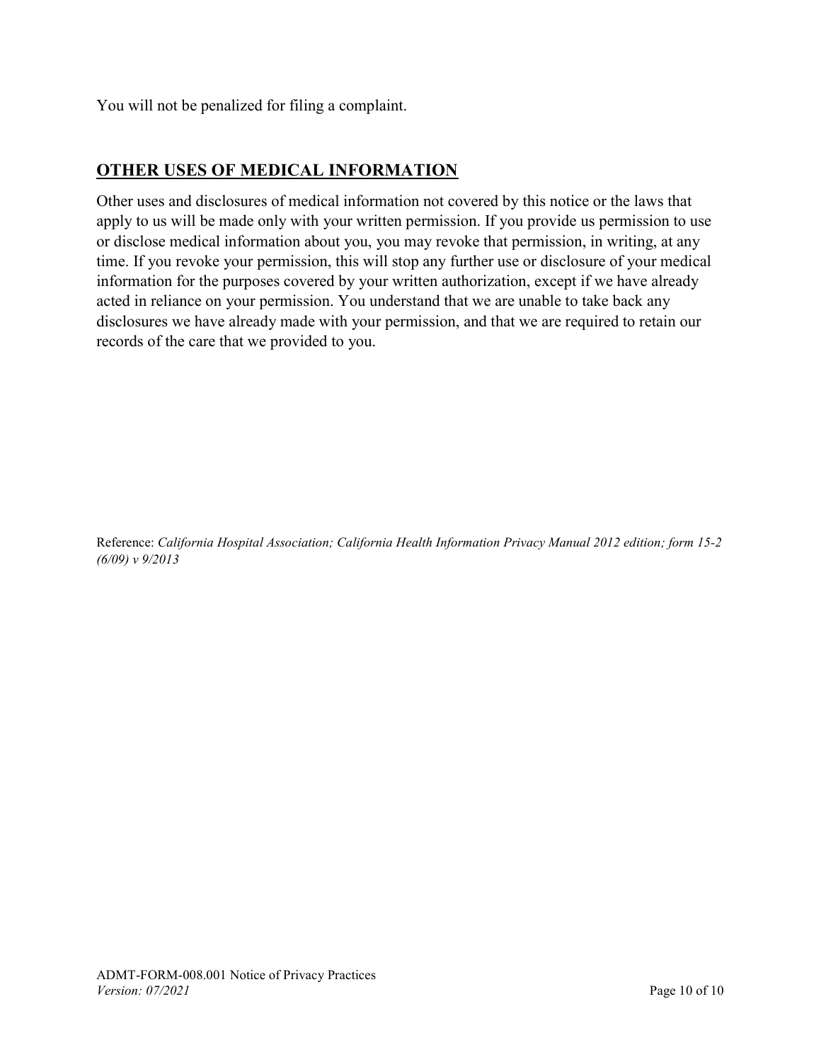You will not be penalized for filing a complaint.

## OTHER USES OF MEDICAL INFORMATION

Other uses and disclosures of medical information not covered by this notice or the laws that apply to us will be made only with your written permission. If you provide us permission to use or disclose medical information about you, you may revoke that permission, in writing, at any time. If you revoke your permission, this will stop any further use or disclosure of your medical information for the purposes covered by your written authorization, except if we have already acted in reliance on your permission. You understand that we are unable to take back any disclosures we have already made with your permission, and that we are required to retain our records of the care that we provided to you.

Reference: *California Hospital Association; California Health Information Privacy Manual 2012 edition; form 15-2 (6/09) v 9/2013*